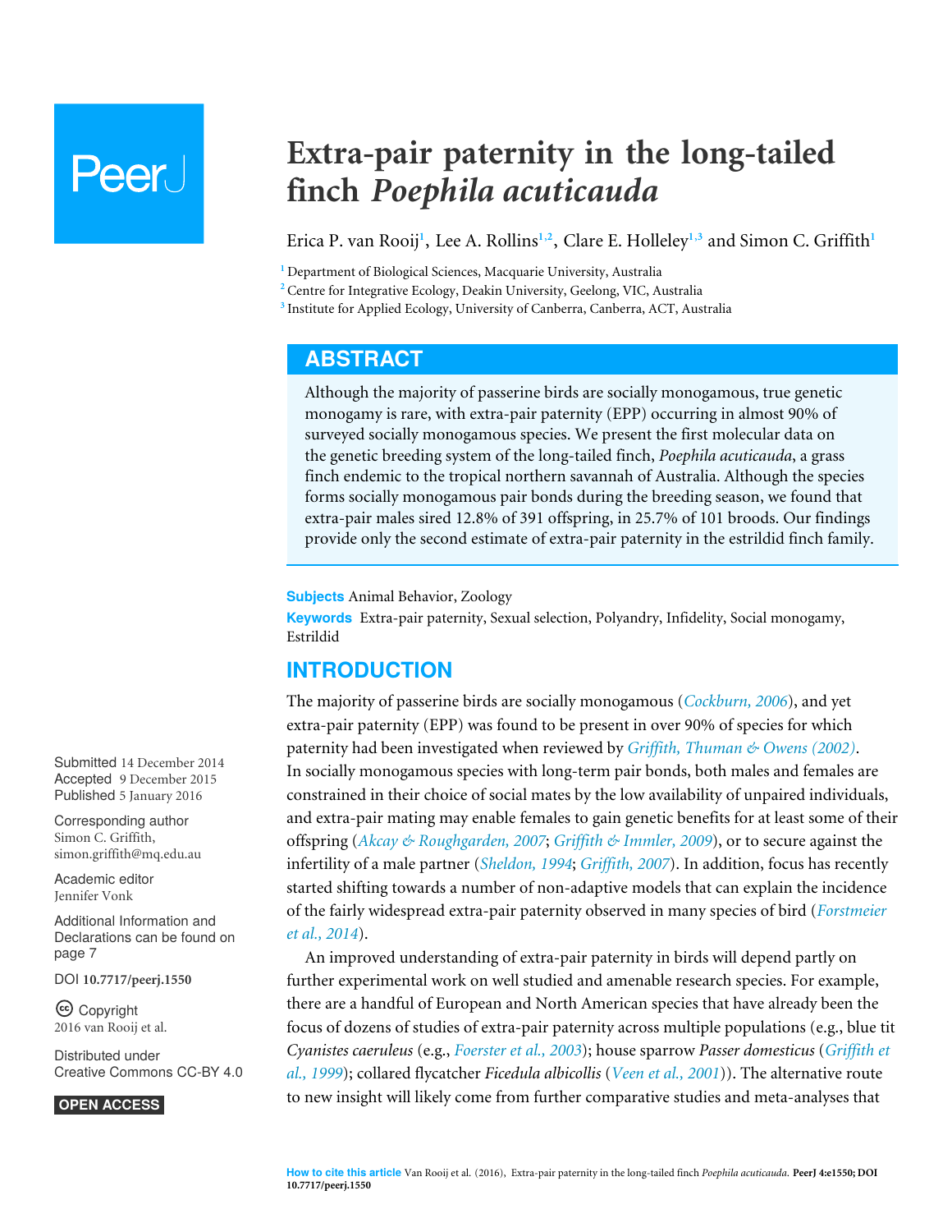# Extra-pair paternity in the long-tailed finch *Poephila acuticauda*

Erica P. van Rooij[1], Lee A. Rollins[1,2], Clare E. Holleley[1,3] and Simon C. Griffith[1]

[1] Department of Biological Sciences, Macquarie University, Australia
[2] Centre for Integrative Ecology, Deakin University, Geelong, VIC, Australia
[3] Institute for Applied Ecology, University of Canberra, Canberra, ACT, Australia

## ABSTRACT

Although the majority of passerine birds are socially monogamous, true genetic monogamy is rare, with extra-pair paternity (EPP) occurring in almost 90% of surveyed socially monogamous species. We present the first molecular data on the genetic breeding system of the long-tailed finch, *Poephila acuticauda*, a grass finch endemic to the tropical northern savannah of Australia. Although the species forms socially monogamous pair bonds during the breeding season, we found that extra-pair males sired 12.8% of 391 offspring, in 25.7% of 101 broods. Our findings provide only the second estimate of extra-pair paternity in the estrildid finch family.

**Subjects** Animal Behavior, Zoology
**Keywords** Extra-pair paternity, Sexual selection, Polyandry, Infidelity, Social monogamy, Estrildid

Submitted 14 December 2014
Accepted 9 December 2015
Published 5 January 2016

Corresponding author
Simon C. Griffith, simon.griffith@mq.edu.au

Academic editor
Jennifer Vonk

Additional Information and Declarations can be found on page 7

DOI 10.7717/peerj.1550

Copyright
2016 van Rooij et al.

Distributed under
Creative Commons CC-BY 4.0

OPEN ACCESS

## INTRODUCTION

The majority of passerine birds are socially monogamous (*Cockburn, 2006*), and yet extra-pair paternity (EPP) was found to be present in over 90% of species for which paternity had been investigated when reviewed by *Griffith, Thuman & Owens (2002)*. In socially monogamous species with long-term pair bonds, both males and females are constrained in their choice of social mates by the low availability of unpaired individuals, and extra-pair mating may enable females to gain genetic benefits for at least some of their offspring (*Akcay & Roughgarden, 2007*; *Griffith & Immler, 2009*), or to secure against the infertility of a male partner (*Sheldon, 1994*; *Griffith, 2007*). In addition, focus has recently started shifting towards a number of non-adaptive models that can explain the incidence of the fairly widespread extra-pair paternity observed in many species of bird (*Forstmeier et al., 2014*).

An improved understanding of extra-pair paternity in birds will depend partly on further experimental work on well studied and amenable research species. For example, there are a handful of European and North American species that have already been the focus of dozens of studies of extra-pair paternity across multiple populations (e.g., blue tit *Cyanistes caeruleus* (e.g., *Foerster et al., 2003*); house sparrow *Passer domesticus* (*Griffith et al., 1999*); collared flycatcher *Ficedula albicollis* (*Veen et al., 2001*)). The alternative route to new insight will likely come from further comparative studies and meta-analyses that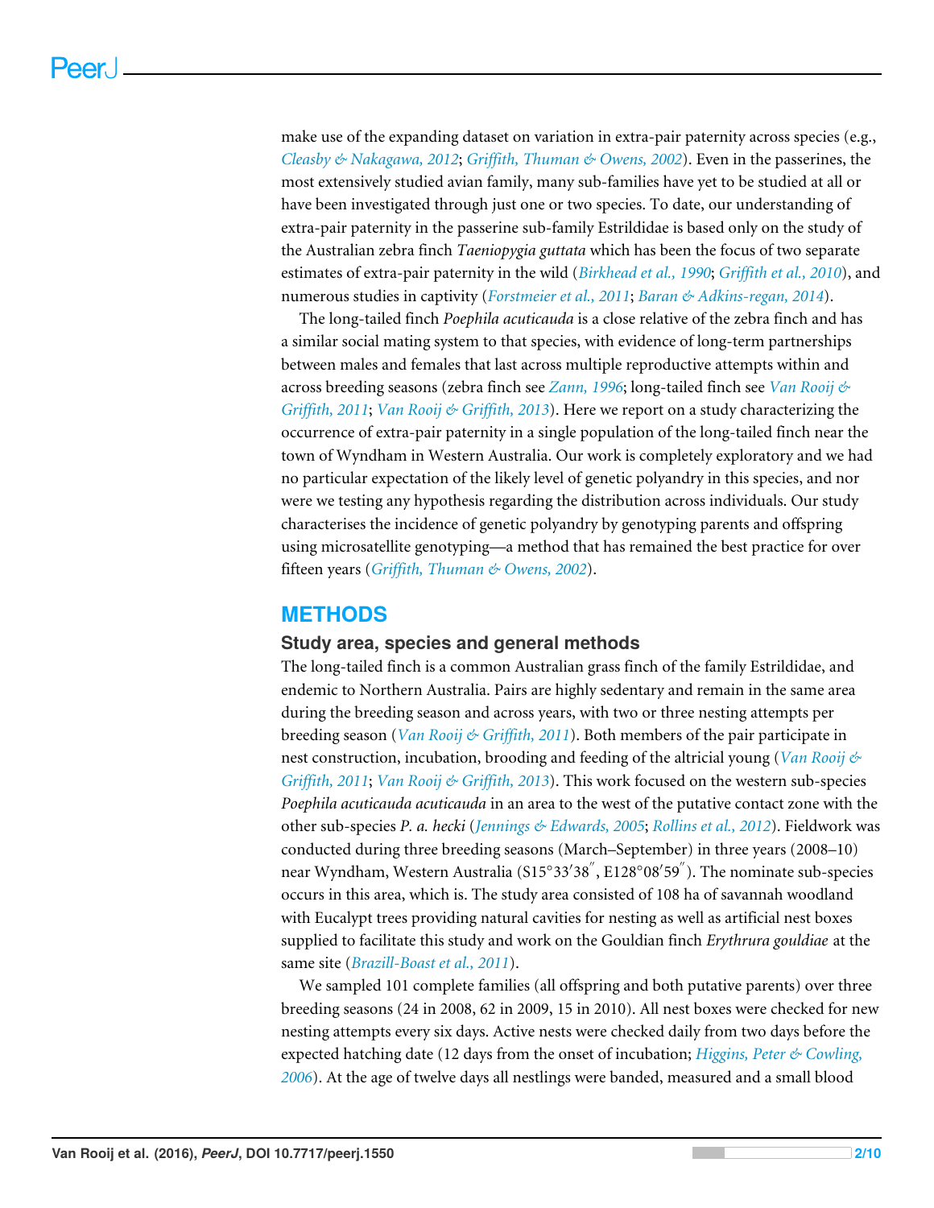make use of the expanding dataset on variation in extra-pair paternity across species (e.g., *Cleasby & Nakagawa, 2012*; *Griffith, Thuman & Owens, 2002*). Even in the passerines, the most extensively studied avian family, many sub-families have yet to be studied at all or have been investigated through just one or two species. To date, our understanding of extra-pair paternity in the passerine sub-family Estrildidae is based only on the study of the Australian zebra finch *Taeniopygia guttata* which has been the focus of two separate estimates of extra-pair paternity in the wild (*Birkhead et al., 1990*; *Griffith et al., 2010*), and numerous studies in captivity (*Forstmeier et al., 2011*; *Baran & Adkins-regan, 2014*).

The long-tailed finch *Poephila acuticauda* is a close relative of the zebra finch and has a similar social mating system to that species, with evidence of long-term partnerships between males and females that last across multiple reproductive attempts within and across breeding seasons (zebra finch see *Zann, 1996*; long-tailed finch see *Van Rooij & Griffith, 2011*; *Van Rooij & Griffith, 2013*). Here we report on a study characterizing the occurrence of extra-pair paternity in a single population of the long-tailed finch near the town of Wyndham in Western Australia. Our work is completely exploratory and we had no particular expectation of the likely level of genetic polyandry in this species, and nor were we testing any hypothesis regarding the distribution across individuals. Our study characterises the incidence of genetic polyandry by genotyping parents and offspring using microsatellite genotyping—a method that has remained the best practice for over fifteen years (*Griffith, Thuman & Owens, 2002*).

## METHODS

### Study area, species and general methods

The long-tailed finch is a common Australian grass finch of the family Estrildidae, and endemic to Northern Australia. Pairs are highly sedentary and remain in the same area during the breeding season and across years, with two or three nesting attempts per breeding season (*Van Rooij & Griffith, 2011*). Both members of the pair participate in nest construction, incubation, brooding and feeding of the altricial young (*Van Rooij & Griffith, 2011*; *Van Rooij & Griffith, 2013*). This work focused on the western sub-species *Poephila acuticauda acuticauda* in an area to the west of the putative contact zone with the other sub-species *P. a. hecki* (*Jennings & Edwards, 2005*; *Rollins et al., 2012*). Fieldwork was conducted during three breeding seasons (March–September) in three years (2008–10) near Wyndham, Western Australia (S15°33′38″, E128°08′59″). The nominate sub-species occurs in this area, which is. The study area consisted of 108 ha of savannah woodland with Eucalypt trees providing natural cavities for nesting as well as artificial nest boxes supplied to facilitate this study and work on the Gouldian finch *Erythrura gouldiae* at the same site (*Brazill-Boast et al., 2011*).

We sampled 101 complete families (all offspring and both putative parents) over three breeding seasons (24 in 2008, 62 in 2009, 15 in 2010). All nest boxes were checked for new nesting attempts every six days. Active nests were checked daily from two days before the expected hatching date (12 days from the onset of incubation; *Higgins, Peter & Cowling, 2006*). At the age of twelve days all nestlings were banded, measured and a small blood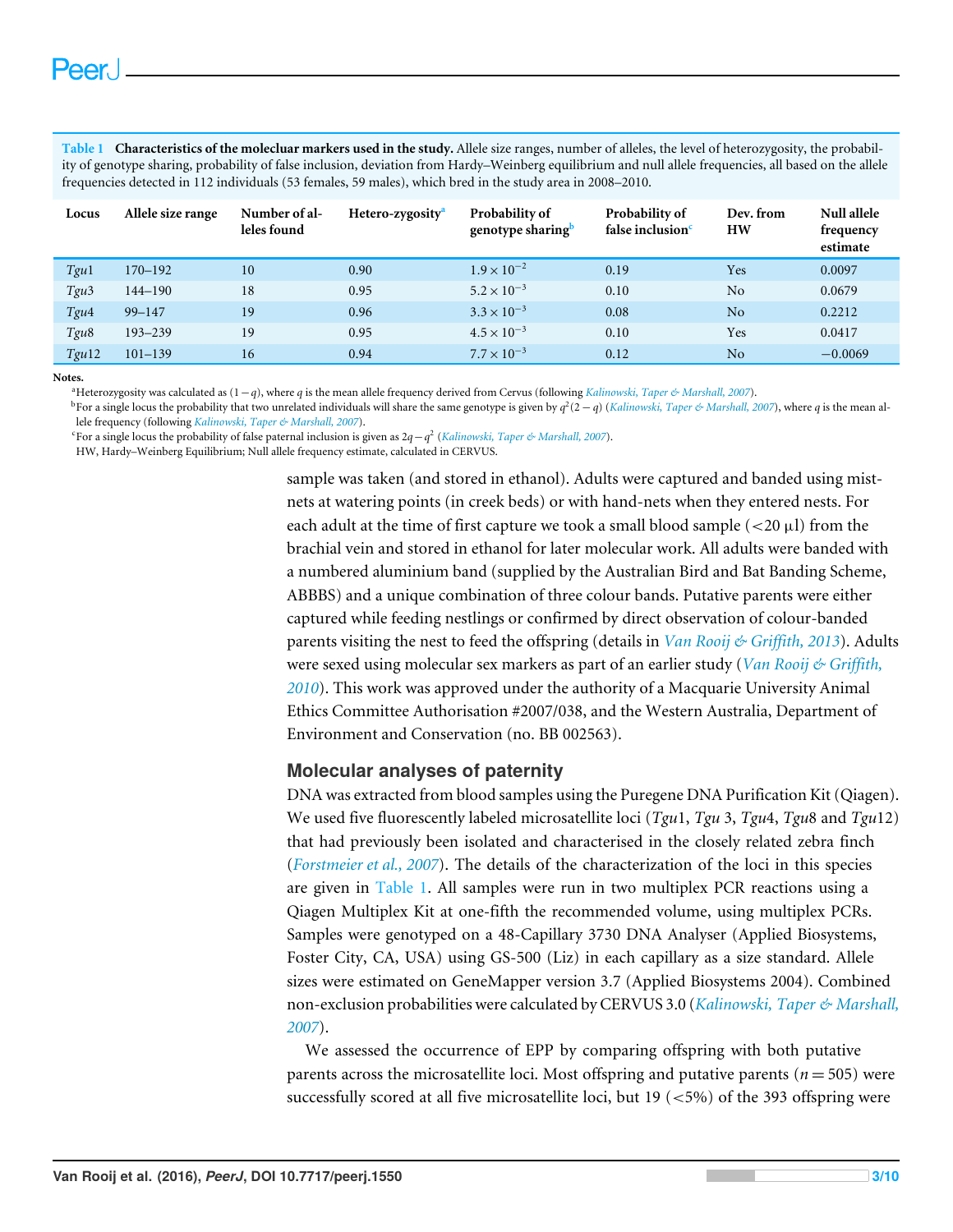**Table 1 Characteristics of the molecluar markers used in the study.** Allele size ranges, number of alleles, the level of heterozygosity, the probability of genotype sharing, probability of false inclusion, deviation from Hardy–Weinberg equilibrium and null allele frequencies, all based on the allele frequencies detected in 112 individuals (53 females, 59 males), which bred in the study area in 2008–2010.

| Locus | Allele size range | Number of alleles found | Hetero-zygosity[a] | Probability of genotype sharing[b] | Probability of false inclusion[c] | Dev. from HW | Null allele frequency estimate |
|---|---|---|---|---|---|---|---|
| *Tgu*1 | 170–192 | 10 | 0.90 | $1.9\times10^{-2}$ | 0.19 | Yes | 0.0097 |
| *Tgu*3 | 144–190 | 18 | 0.95 | $5.2\times10^{-3}$ | 0.10 | No | 0.0679 |
| *Tgu*4 | 99–147 | 19 | 0.96 | $3.3\times10^{-3}$ | 0.08 | No | 0.2212 |
| *Tgu*8 | 193–239 | 19 | 0.95 | $4.5\times10^{-3}$ | 0.10 | Yes | 0.0417 |
| *Tgu*12 | 101–139 | 16 | 0.94 | $7.7\times10^{-3}$ | 0.12 | No | −0.0069 |

**Notes.**

[a] Heterozygosity was calculated as $(1-q)$, where $q$ is the mean allele frequency derived from Cervus (following Kalinowski, Taper & Marshall, 2007).

[b] For a single locus the probability that two unrelated individuals will share the same genotype is given by $q^2(2-q)$ (Kalinowski, Taper & Marshall, 2007), where $q$ is the mean allele frequency (following Kalinowski, Taper & Marshall, 2007).

[c] For a single locus the probability of false paternal inclusion is given as $2q-q^2$ (Kalinowski, Taper & Marshall, 2007).

HW, Hardy–Weinberg Equilibrium; Null allele frequency estimate, calculated in CERVUS.

sample was taken (and stored in ethanol). Adults were captured and banded using mist-nets at watering points (in creek beds) or with hand-nets when they entered nests. For each adult at the time of first capture we took a small blood sample (<20 µl) from the brachial vein and stored in ethanol for later molecular work. All adults were banded with a numbered aluminium band (supplied by the Australian Bird and Bat Banding Scheme, ABBBS) and a unique combination of three colour bands. Putative parents were either captured while feeding nestlings or confirmed by direct observation of colour-banded parents visiting the nest to feed the offspring (details in Van Rooij & Griffith, 2013). Adults were sexed using molecular sex markers as part of an earlier study (Van Rooij & Griffith, 2010). This work was approved under the authority of a Macquarie University Animal Ethics Committee Authorisation #2007/038, and the Western Australia, Department of Environment and Conservation (no. BB 002563).

## Molecular analyses of paternity

DNA was extracted from blood samples using the Puregene DNA Purification Kit (Qiagen). We used five fluorescently labeled microsatellite loci (*Tgu*1, *Tgu* 3, *Tgu*4, *Tgu*8 and *Tgu*12) that had previously been isolated and characterised in the closely related zebra finch (Forstmeier et al., 2007). The details of the characterization of the loci in this species are given in Table 1. All samples were run in two multiplex PCR reactions using a Qiagen Multiplex Kit at one-fifth the recommended volume, using multiplex PCRs. Samples were genotyped on a 48-Capillary 3730 DNA Analyser (Applied Biosystems, Foster City, CA, USA) using GS-500 (Liz) in each capillary as a size standard. Allele sizes were estimated on GeneMapper version 3.7 (Applied Biosystems 2004). Combined non-exclusion probabilities were calculated by CERVUS 3.0 (Kalinowski, Taper & Marshall, 2007).

We assessed the occurrence of EPP by comparing offspring with both putative parents across the microsatellite loci. Most offspring and putative parents ($n = 505$) were successfully scored at all five microsatellite loci, but 19 (<5%) of the 393 offspring were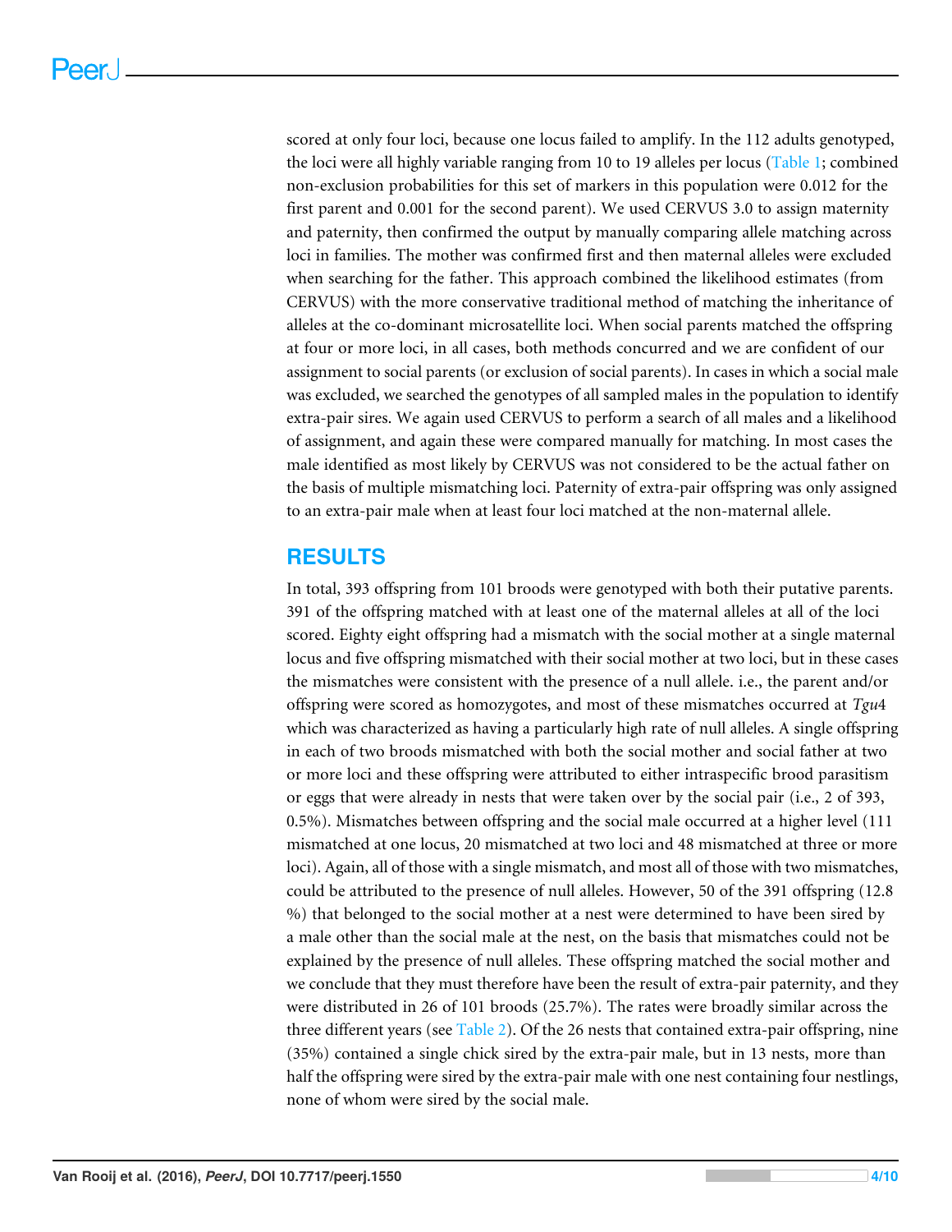scored at only four loci, because one locus failed to amplify. In the 112 adults genotyped, the loci were all highly variable ranging from 10 to 19 alleles per locus (Table 1; combined non-exclusion probabilities for this set of markers in this population were 0.012 for the first parent and 0.001 for the second parent). We used CERVUS 3.0 to assign maternity and paternity, then confirmed the output by manually comparing allele matching across loci in families. The mother was confirmed first and then maternal alleles were excluded when searching for the father. This approach combined the likelihood estimates (from CERVUS) with the more conservative traditional method of matching the inheritance of alleles at the co-dominant microsatellite loci. When social parents matched the offspring at four or more loci, in all cases, both methods concurred and we are confident of our assignment to social parents (or exclusion of social parents). In cases in which a social male was excluded, we searched the genotypes of all sampled males in the population to identify extra-pair sires. We again used CERVUS to perform a search of all males and a likelihood of assignment, and again these were compared manually for matching. In most cases the male identified as most likely by CERVUS was not considered to be the actual father on the basis of multiple mismatching loci. Paternity of extra-pair offspring was only assigned to an extra-pair male when at least four loci matched at the non-maternal allele.

## RESULTS

In total, 393 offspring from 101 broods were genotyped with both their putative parents. 391 of the offspring matched with at least one of the maternal alleles at all of the loci scored. Eighty eight offspring had a mismatch with the social mother at a single maternal locus and five offspring mismatched with their social mother at two loci, but in these cases the mismatches were consistent with the presence of a null allele. i.e., the parent and/or offspring were scored as homozygotes, and most of these mismatches occurred at *Tgu*4 which was characterized as having a particularly high rate of null alleles. A single offspring in each of two broods mismatched with both the social mother and social father at two or more loci and these offspring were attributed to either intraspecific brood parasitism or eggs that were already in nests that were taken over by the social pair (i.e., 2 of 393, 0.5%). Mismatches between offspring and the social male occurred at a higher level (111 mismatched at one locus, 20 mismatched at two loci and 48 mismatched at three or more loci). Again, all of those with a single mismatch, and most all of those with two mismatches, could be attributed to the presence of null alleles. However, 50 of the 391 offspring (12.8 %) that belonged to the social mother at a nest were determined to have been sired by a male other than the social male at the nest, on the basis that mismatches could not be explained by the presence of null alleles. These offspring matched the social mother and we conclude that they must therefore have been the result of extra-pair paternity, and they were distributed in 26 of 101 broods (25.7%). The rates were broadly similar across the three different years (see Table 2). Of the 26 nests that contained extra-pair offspring, nine (35%) contained a single chick sired by the extra-pair male, but in 13 nests, more than half the offspring were sired by the extra-pair male with one nest containing four nestlings, none of whom were sired by the social male.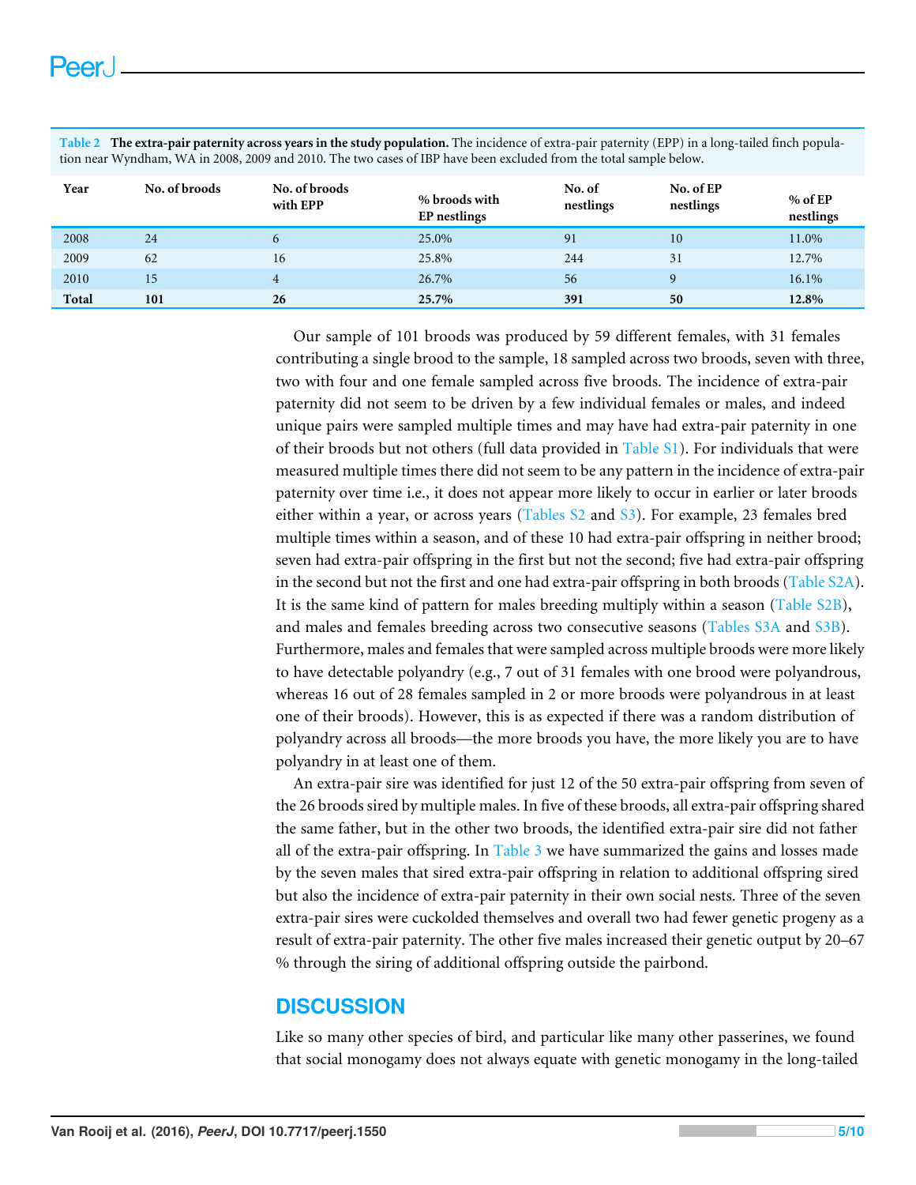**Table 2 The extra-pair paternity across years in the study population.** The incidence of extra-pair paternity (EPP) in a long-tailed finch population near Wyndham, WA in 2008, 2009 and 2010. The two cases of IBP have been excluded from the total sample below.

| Year | No. of broods | No. of broods with EPP | % broods with EP nestlings | No. of nestlings | No. of EP nestlings | % of EP nestlings |
|---|---|---|---|---|---|---|
| 2008 | 24 | 6 | 25.0% | 91 | 10 | 11.0% |
| 2009 | 62 | 16 | 25.8% | 244 | 31 | 12.7% |
| 2010 | 15 | 4 | 26.7% | 56 | 9 | 16.1% |
| **Total** | **101** | **26** | **25.7%** | **391** | **50** | **12.8%** |

Our sample of 101 broods was produced by 59 different females, with 31 females contributing a single brood to the sample, 18 sampled across two broods, seven with three, two with four and one female sampled across five broods. The incidence of extra-pair paternity did not seem to be driven by a few individual females or males, and indeed unique pairs were sampled multiple times and may have had extra-pair paternity in one of their broods but not others (full data provided in Table S1). For individuals that were measured multiple times there did not seem to be any pattern in the incidence of extra-pair paternity over time i.e., it does not appear more likely to occur in earlier or later broods either within a year, or across years (Tables S2 and S3). For example, 23 females bred multiple times within a season, and of these 10 had extra-pair offspring in neither brood; seven had extra-pair offspring in the first but not the second; five had extra-pair offspring in the second but not the first and one had extra-pair offspring in both broods (Table S2A). It is the same kind of pattern for males breeding multiply within a season (Table S2B), and males and females breeding across two consecutive seasons (Tables S3A and S3B). Furthermore, males and females that were sampled across multiple broods were more likely to have detectable polyandry (e.g., 7 out of 31 females with one brood were polyandrous, whereas 16 out of 28 females sampled in 2 or more broods were polyandrous in at least one of their broods). However, this is as expected if there was a random distribution of polyandry across all broods—the more broods you have, the more likely you are to have polyandry in at least one of them.

An extra-pair sire was identified for just 12 of the 50 extra-pair offspring from seven of the 26 broods sired by multiple males. In five of these broods, all extra-pair offspring shared the same father, but in the other two broods, the identified extra-pair sire did not father all of the extra-pair offspring. In Table 3 we have summarized the gains and losses made by the seven males that sired extra-pair offspring in relation to additional offspring sired but also the incidence of extra-pair paternity in their own social nests. Three of the seven extra-pair sires were cuckolded themselves and overall two had fewer genetic progeny as a result of extra-pair paternity. The other five males increased their genetic output by 20–67 % through the siring of additional offspring outside the pairbond.

## DISCUSSION

Like so many other species of bird, and particular like many other passerines, we found that social monogamy does not always equate with genetic monogamy in the long-tailed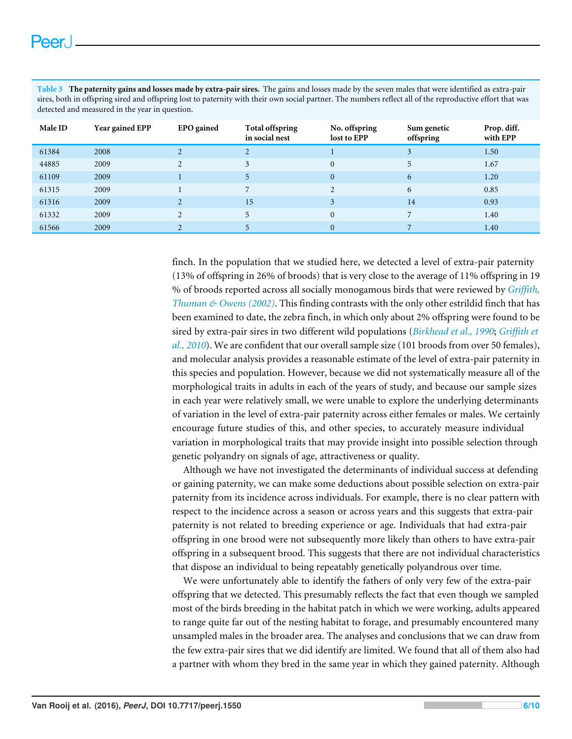**Table 3 The paternity gains and losses made by extra-pair sires.** The gains and losses made by the seven males that were identified as extra-pair sires, both in offspring sired and offspring lost to paternity with their own social partner. The numbers reflect all of the reproductive effort that was detected and measured in the year in question.

| Male ID | Year gained EPP | EPO gained | Total offspring in social nest | No. offspring lost to EPP | Sum genetic offspring | Prop. diff. with EPP |
|---|---|---|---|---|---|---|
| 61384 | 2008 | 2 | 2 | 1 | 3 | 1.50 |
| 44885 | 2009 | 2 | 3 | 0 | 5 | 1.67 |
| 61109 | 2009 | 1 | 5 | 0 | 6 | 1.20 |
| 61315 | 2009 | 1 | 7 | 2 | 6 | 0.85 |
| 61316 | 2009 | 2 | 15 | 3 | 14 | 0.93 |
| 61332 | 2009 | 2 | 5 | 0 | 7 | 1.40 |
| 61566 | 2009 | 2 | 5 | 0 | 7 | 1.40 |

finch. In the population that we studied here, we detected a level of extra-pair paternity (13% of offspring in 26% of broods) that is very close to the average of 11% offspring in 19 % of broods reported across all socially monogamous birds that were reviewed by *Griffith, Thuman & Owens (2002)*. This finding contrasts with the only other estrildid finch that has been examined to date, the zebra finch, in which only about 2% offspring were found to be sired by extra-pair sires in two different wild populations (*Birkhead et al., 1990*; *Griffith et al., 2010*). We are confident that our overall sample size (101 broods from over 50 females), and molecular analysis provides a reasonable estimate of the level of extra-pair paternity in this species and population. However, because we did not systematically measure all of the morphological traits in adults in each of the years of study, and because our sample sizes in each year were relatively small, we were unable to explore the underlying determinants of variation in the level of extra-pair paternity across either females or males. We certainly encourage future studies of this, and other species, to accurately measure individual variation in morphological traits that may provide insight into possible selection through genetic polyandry on signals of age, attractiveness or quality.

Although we have not investigated the determinants of individual success at defending or gaining paternity, we can make some deductions about possible selection on extra-pair paternity from its incidence across individuals. For example, there is no clear pattern with respect to the incidence across a season or across years and this suggests that extra-pair paternity is not related to breeding experience or age. Individuals that had extra-pair offspring in one brood were not subsequently more likely than others to have extra-pair offspring in a subsequent brood. This suggests that there are not individual characteristics that dispose an individual to being repeatably genetically polyandrous over time.

We were unfortunately able to identify the fathers of only very few of the extra-pair offspring that we detected. This presumably reflects the fact that even though we sampled most of the birds breeding in the habitat patch in which we were working, adults appeared to range quite far out of the nesting habitat to forage, and presumably encountered many unsampled males in the broader area. The analyses and conclusions that we can draw from the few extra-pair sires that we did identify are limited. We found that all of them also had a partner with whom they bred in the same year in which they gained paternity. Although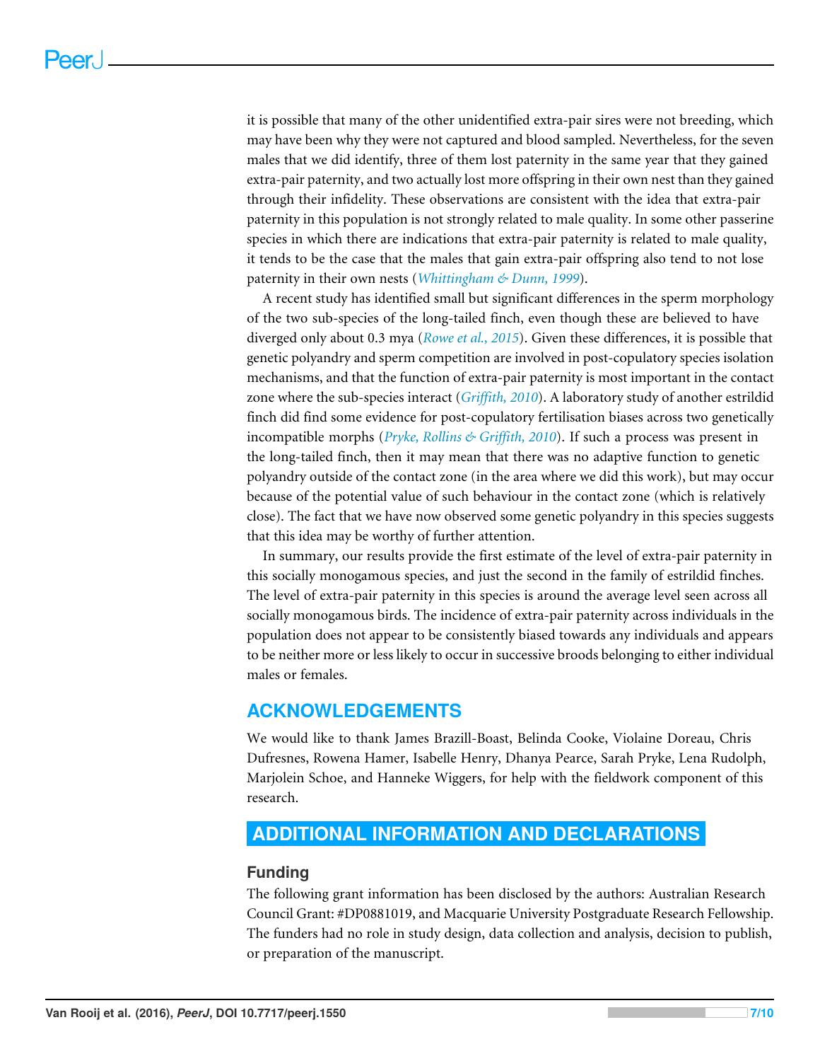it is possible that many of the other unidentified extra-pair sires were not breeding, which may have been why they were not captured and blood sampled. Nevertheless, for the seven males that we did identify, three of them lost paternity in the same year that they gained extra-pair paternity, and two actually lost more offspring in their own nest than they gained through their infidelity. These observations are consistent with the idea that extra-pair paternity in this population is not strongly related to male quality. In some other passerine species in which there are indications that extra-pair paternity is related to male quality, it tends to be the case that the males that gain extra-pair offspring also tend to not lose paternity in their own nests (*Whittingham & Dunn, 1999*).

A recent study has identified small but significant differences in the sperm morphology of the two sub-species of the long-tailed finch, even though these are believed to have diverged only about 0.3 mya (*Rowe et al., 2015*). Given these differences, it is possible that genetic polyandry and sperm competition are involved in post-copulatory species isolation mechanisms, and that the function of extra-pair paternity is most important in the contact zone where the sub-species interact (*Griffith, 2010*). A laboratory study of another estrildid finch did find some evidence for post-copulatory fertilisation biases across two genetically incompatible morphs (*Pryke, Rollins & Griffith, 2010*). If such a process was present in the long-tailed finch, then it may mean that there was no adaptive function to genetic polyandry outside of the contact zone (in the area where we did this work), but may occur because of the potential value of such behaviour in the contact zone (which is relatively close). The fact that we have now observed some genetic polyandry in this species suggests that this idea may be worthy of further attention.

In summary, our results provide the first estimate of the level of extra-pair paternity in this socially monogamous species, and just the second in the family of estrildid finches. The level of extra-pair paternity in this species is around the average level seen across all socially monogamous birds. The incidence of extra-pair paternity across individuals in the population does not appear to be consistently biased towards any individuals and appears to be neither more or less likely to occur in successive broods belonging to either individual males or females.

## ACKNOWLEDGEMENTS

We would like to thank James Brazill-Boast, Belinda Cooke, Violaine Doreau, Chris Dufresnes, Rowena Hamer, Isabelle Henry, Dhanya Pearce, Sarah Pryke, Lena Rudolph, Marjolein Schoe, and Hanneke Wiggers, for help with the fieldwork component of this research.

## ADDITIONAL INFORMATION AND DECLARATIONS

### Funding

The following grant information has been disclosed by the authors: Australian Research Council Grant: #DP0881019, and Macquarie University Postgraduate Research Fellowship. The funders had no role in study design, data collection and analysis, decision to publish, or preparation of the manuscript.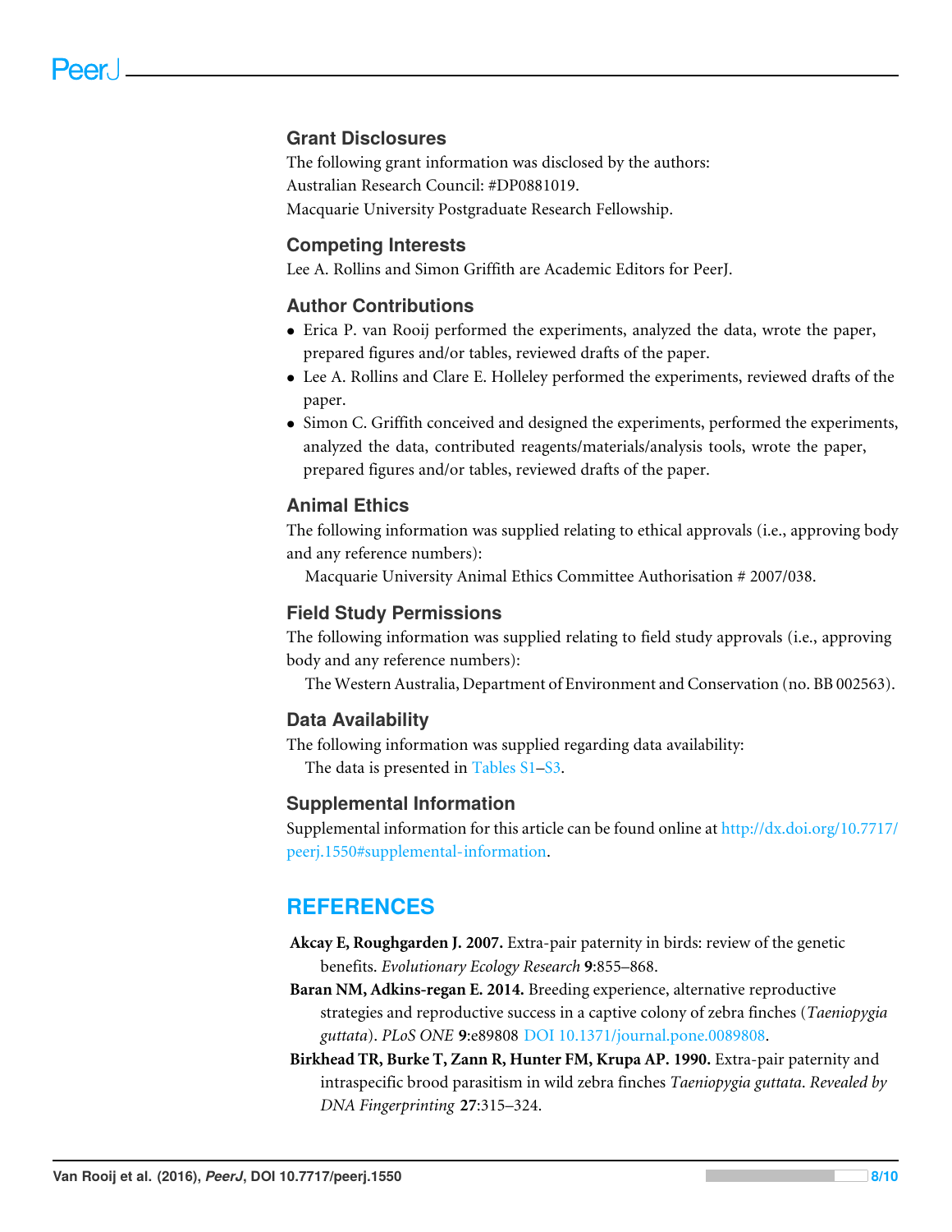## Grant Disclosures

The following grant information was disclosed by the authors:
Australian Research Council: #DP0881019.
Macquarie University Postgraduate Research Fellowship.

## Competing Interests

Lee A. Rollins and Simon Griffith are Academic Editors for PeerJ.

## Author Contributions

- Erica P. van Rooij performed the experiments, analyzed the data, wrote the paper, prepared figures and/or tables, reviewed drafts of the paper.
- Lee A. Rollins and Clare E. Holleley performed the experiments, reviewed drafts of the paper.
- Simon C. Griffith conceived and designed the experiments, performed the experiments, analyzed the data, contributed reagents/materials/analysis tools, wrote the paper, prepared figures and/or tables, reviewed drafts of the paper.

## Animal Ethics

The following information was supplied relating to ethical approvals (i.e., approving body and any reference numbers):

Macquarie University Animal Ethics Committee Authorisation # 2007/038.

## Field Study Permissions

The following information was supplied relating to field study approvals (i.e., approving body and any reference numbers):

The Western Australia, Department of Environment and Conservation (no. BB 002563).

## Data Availability

The following information was supplied regarding data availability:

The data is presented in Tables S1–S3.

## Supplemental Information

Supplemental information for this article can be found online at http://dx.doi.org/10.7717/peerj.1550#supplemental-information.

# REFERENCES

**Akcay E, Roughgarden J. 2007.** Extra-pair paternity in birds: review of the genetic benefits. *Evolutionary Ecology Research* **9**:855–868.

**Baran NM, Adkins-regan E. 2014.** Breeding experience, alternative reproductive strategies and reproductive success in a captive colony of zebra finches (*Taeniopygia guttata*). *PLoS ONE* **9**:e89808 DOI 10.1371/journal.pone.0089808.

**Birkhead TR, Burke T, Zann R, Hunter FM, Krupa AP. 1990.** Extra-pair paternity and intraspecific brood parasitism in wild zebra finches *Taeniopygia guttata*. *Revealed by DNA Fingerprinting* **27**:315–324.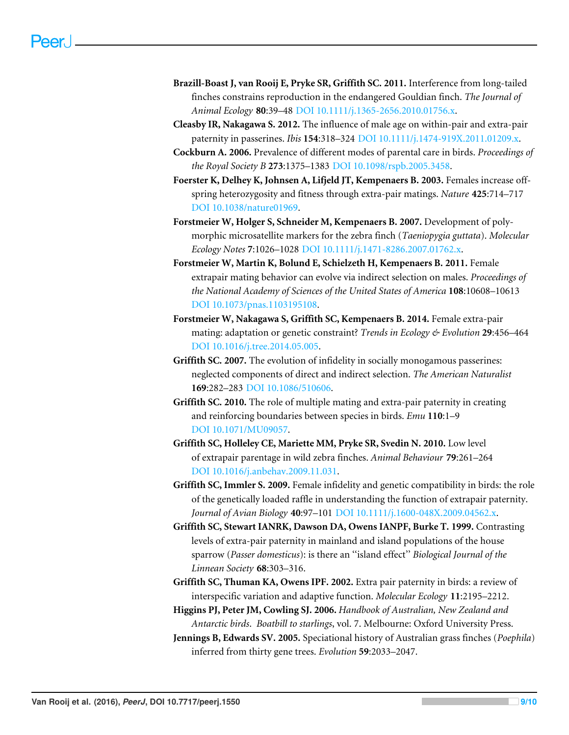**Brazill-Boast J, van Rooij E, Pryke SR, Griffith SC. 2011.** Interference from long-tailed finches constrains reproduction in the endangered Gouldian finch. *The Journal of Animal Ecology* **80**:39–48 DOI 10.1111/j.1365-2656.2010.01756.x.

**Cleasby IR, Nakagawa S. 2012.** The influence of male age on within-pair and extra-pair paternity in passerines. *Ibis* **154**:318–324 DOI 10.1111/j.1474-919X.2011.01209.x.

**Cockburn A. 2006.** Prevalence of different modes of parental care in birds. *Proceedings of the Royal Society B* **273**:1375–1383 DOI 10.1098/rspb.2005.3458.

**Foerster K, Delhey K, Johnsen A, Lifjeld JT, Kempenaers B. 2003.** Females increase offspring heterozygosity and fitness through extra-pair matings. *Nature* **425**:714–717 DOI 10.1038/nature01969.

**Forstmeier W, Holger S, Schneider M, Kempenaers B. 2007.** Development of polymorphic microsatellite markers for the zebra finch (*Taeniopygia guttata*). *Molecular Ecology Notes* **7**:1026–1028 DOI 10.1111/j.1471-8286.2007.01762.x.

**Forstmeier W, Martin K, Bolund E, Schielzeth H, Kempenaers B. 2011.** Female extrapair mating behavior can evolve via indirect selection on males. *Proceedings of the National Academy of Sciences of the United States of America* **108**:10608–10613 DOI 10.1073/pnas.1103195108.

**Forstmeier W, Nakagawa S, Griffith SC, Kempenaers B. 2014.** Female extra-pair mating: adaptation or genetic constraint? *Trends in Ecology & Evolution* **29**:456–464 DOI 10.1016/j.tree.2014.05.005.

**Griffith SC. 2007.** The evolution of infidelity in socially monogamous passerines: neglected components of direct and indirect selection. *The American Naturalist* **169**:282–283 DOI 10.1086/510606.

**Griffith SC. 2010.** The role of multiple mating and extra-pair paternity in creating and reinforcing boundaries between species in birds. *Emu* **110**:1–9 DOI 10.1071/MU09057.

**Griffith SC, Holleley CE, Mariette MM, Pryke SR, Svedin N. 2010.** Low level of extrapair parentage in wild zebra finches. *Animal Behaviour* **79**:261–264 DOI 10.1016/j.anbehav.2009.11.031.

**Griffith SC, Immler S. 2009.** Female infidelity and genetic compatibility in birds: the role of the genetically loaded raffle in understanding the function of extrapair paternity. *Journal of Avian Biology* **40**:97–101 DOI 10.1111/j.1600-048X.2009.04562.x.

**Griffith SC, Stewart IANRK, Dawson DA, Owens IANPF, Burke T. 1999.** Contrasting levels of extra-pair paternity in mainland and island populations of the house sparrow (*Passer domesticus*): is there an "island effect" *Biological Journal of the Linnean Society* **68**:303–316.

**Griffith SC, Thuman KA, Owens IPF. 2002.** Extra pair paternity in birds: a review of interspecific variation and adaptive function. *Molecular Ecology* **11**:2195–2212.

**Higgins PJ, Peter JM, Cowling SJ. 2006.** *Handbook of Australian, New Zealand and Antarctic birds. Boatbill to starlings*, vol. 7. Melbourne: Oxford University Press.

**Jennings B, Edwards SV. 2005.** Speciational history of Australian grass finches (*Poephila*) inferred from thirty gene trees. *Evolution* **59**:2033–2047.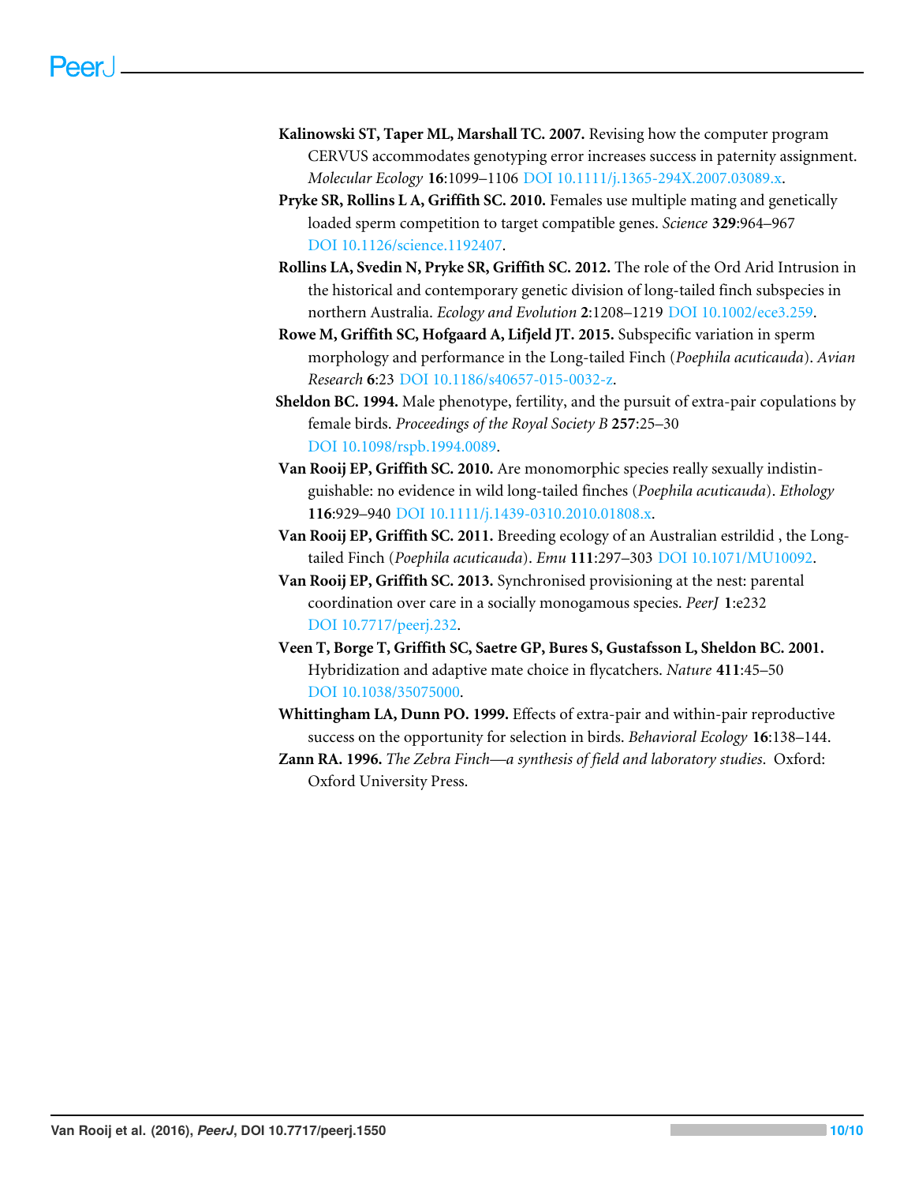**Kalinowski ST, Taper ML, Marshall TC. 2007.** Revising how the computer program CERVUS accommodates genotyping error increases success in paternity assignment. *Molecular Ecology* **16**:1099–1106 DOI 10.1111/j.1365-294X.2007.03089.x.

**Pryke SR, Rollins L A, Griffith SC. 2010.** Females use multiple mating and genetically loaded sperm competition to target compatible genes. *Science* **329**:964–967 DOI 10.1126/science.1192407.

**Rollins LA, Svedin N, Pryke SR, Griffith SC. 2012.** The role of the Ord Arid Intrusion in the historical and contemporary genetic division of long-tailed finch subspecies in northern Australia. *Ecology and Evolution* **2**:1208–1219 DOI 10.1002/ece3.259.

**Rowe M, Griffith SC, Hofgaard A, Lifjeld JT. 2015.** Subspecific variation in sperm morphology and performance in the Long-tailed Finch (*Poephila acuticauda*). *Avian Research* **6**:23 DOI 10.1186/s40657-015-0032-z.

**Sheldon BC. 1994.** Male phenotype, fertility, and the pursuit of extra-pair copulations by female birds. *Proceedings of the Royal Society B* **257**:25–30 DOI 10.1098/rspb.1994.0089.

**Van Rooij EP, Griffith SC. 2010.** Are monomorphic species really sexually indistinguishable: no evidence in wild long-tailed finches (*Poephila acuticauda*). *Ethology* **116**:929–940 DOI 10.1111/j.1439-0310.2010.01808.x.

**Van Rooij EP, Griffith SC. 2011.** Breeding ecology of an Australian estrildid , the Long-tailed Finch (*Poephila acuticauda*). *Emu* **111**:297–303 DOI 10.1071/MU10092.

**Van Rooij EP, Griffith SC. 2013.** Synchronised provisioning at the nest: parental coordination over care in a socially monogamous species. *PeerJ* **1**:e232 DOI 10.7717/peerj.232.

**Veen T, Borge T, Griffith SC, Saetre GP, Bures S, Gustafsson L, Sheldon BC. 2001.** Hybridization and adaptive mate choice in flycatchers. *Nature* **411**:45–50 DOI 10.1038/35075000.

**Whittingham LA, Dunn PO. 1999.** Effects of extra-pair and within-pair reproductive success on the opportunity for selection in birds. *Behavioral Ecology* **16**:138–144.

**Zann RA. 1996.** *The Zebra Finch—a synthesis of field and laboratory studies*. Oxford: Oxford University Press.